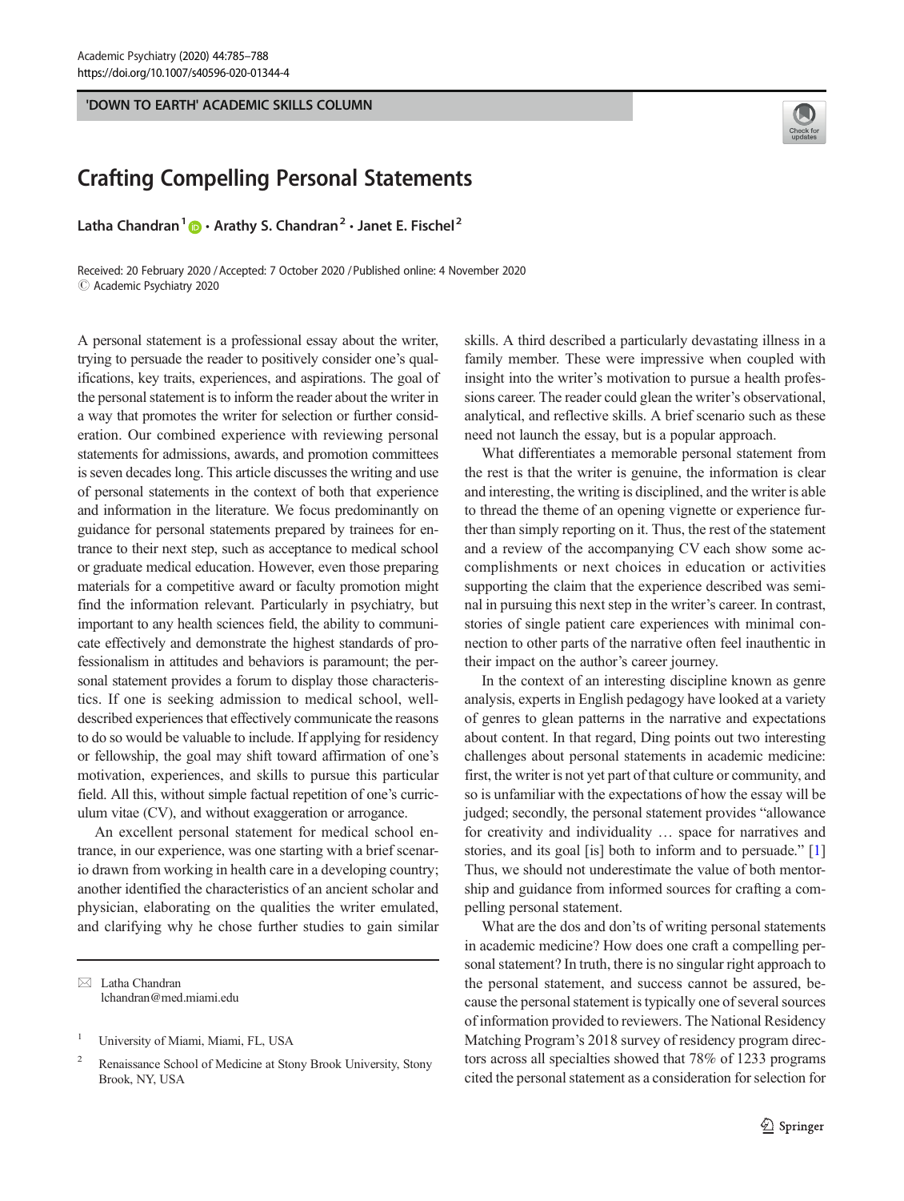'DOWN TO EARTH' ACADEMIC SKILLS COLUMN

# Crafting Compelling Personal Statements

Latha Chandran[1] · Arathy S. Chandran[2] · Janet E. Fischel[2]

Received: 20 February 2020 / Accepted: 7 October 2020 / Published online: 4 November 2020
© Academic Psychiatry 2020

A personal statement is a professional essay about the writer, trying to persuade the reader to positively consider one's qualifications, key traits, experiences, and aspirations. The goal of the personal statement is to inform the reader about the writer in a way that promotes the writer for selection or further consideration. Our combined experience with reviewing personal statements for admissions, awards, and promotion committees is seven decades long. This article discusses the writing and use of personal statements in the context of both that experience and information in the literature. We focus predominantly on guidance for personal statements prepared by trainees for entrance to their next step, such as acceptance to medical school or graduate medical education. However, even those preparing materials for a competitive award or faculty promotion might find the information relevant. Particularly in psychiatry, but important to any health sciences field, the ability to communicate effectively and demonstrate the highest standards of professionalism in attitudes and behaviors is paramount; the personal statement provides a forum to display those characteristics. If one is seeking admission to medical school, well-described experiences that effectively communicate the reasons to do so would be valuable to include. If applying for residency or fellowship, the goal may shift toward affirmation of one's motivation, experiences, and skills to pursue this particular field. All this, without simple factual repetition of one's curriculum vitae (CV), and without exaggeration or arrogance.

An excellent personal statement for medical school entrance, in our experience, was one starting with a brief scenario drawn from working in health care in a developing country; another identified the characteristics of an ancient scholar and physician, elaborating on the qualities the writer emulated, and clarifying why he chose further studies to gain similar skills. A third described a particularly devastating illness in a family member. These were impressive when coupled with insight into the writer's motivation to pursue a health professions career. The reader could glean the writer's observational, analytical, and reflective skills. A brief scenario such as these need not launch the essay, but is a popular approach.

What differentiates a memorable personal statement from the rest is that the writer is genuine, the information is clear and interesting, the writing is disciplined, and the writer is able to thread the theme of an opening vignette or experience further than simply reporting on it. Thus, the rest of the statement and a review of the accompanying CV each show some accomplishments or next choices in education or activities supporting the claim that the experience described was seminal in pursuing this next step in the writer's career. In contrast, stories of single patient care experiences with minimal connection to other parts of the narrative often feel inauthentic in their impact on the author's career journey.

In the context of an interesting discipline known as genre analysis, experts in English pedagogy have looked at a variety of genres to glean patterns in the narrative and expectations about content. In that regard, Ding points out two interesting challenges about personal statements in academic medicine: first, the writer is not yet part of that culture or community, and so is unfamiliar with the expectations of how the essay will be judged; secondly, the personal statement provides "allowance for creativity and individuality … space for narratives and stories, and its goal [is] both to inform and to persuade." [1] Thus, we should not underestimate the value of both mentorship and guidance from informed sources for crafting a compelling personal statement.

What are the dos and don'ts of writing personal statements in academic medicine? How does one craft a compelling personal statement? In truth, there is no singular right approach to the personal statement, and success cannot be assured, because the personal statement is typically one of several sources of information provided to reviewers. The National Residency Matching Program's 2018 survey of residency program directors across all specialties showed that 78% of 1233 programs cited the personal statement as a consideration for selection for

✉ Latha Chandran
lchandran@med.miami.edu

[1] University of Miami, Miami, FL, USA

[2] Renaissance School of Medicine at Stony Brook University, Stony Brook, NY, USA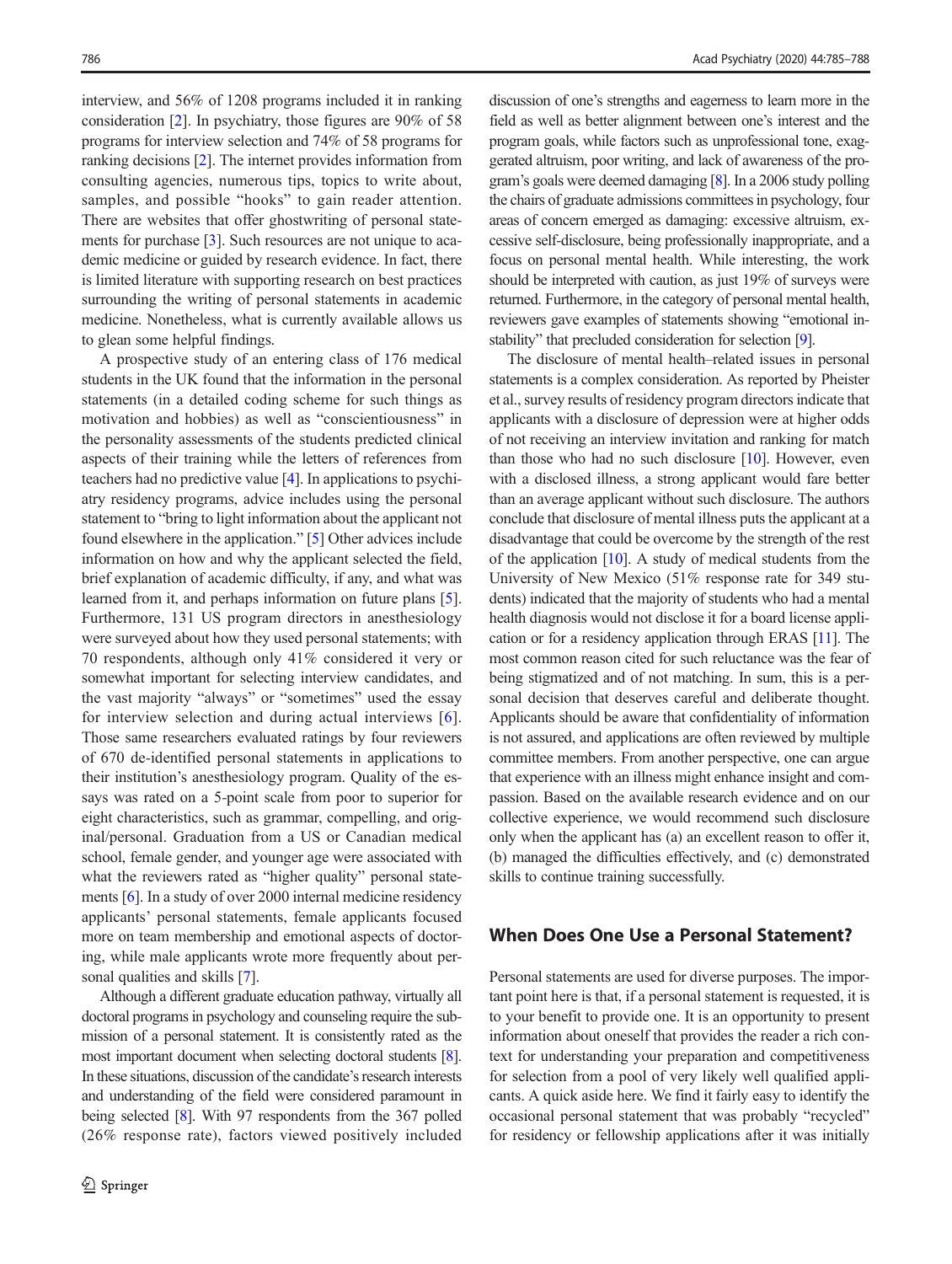interview, and 56% of 1208 programs included it in ranking consideration [2]. In psychiatry, those figures are 90% of 58 programs for interview selection and 74% of 58 programs for ranking decisions [2]. The internet provides information from consulting agencies, numerous tips, topics to write about, samples, and possible "hooks" to gain reader attention. There are websites that offer ghostwriting of personal statements for purchase [3]. Such resources are not unique to academic medicine or guided by research evidence. In fact, there is limited literature with supporting research on best practices surrounding the writing of personal statements in academic medicine. Nonetheless, what is currently available allows us to glean some helpful findings.

A prospective study of an entering class of 176 medical students in the UK found that the information in the personal statements (in a detailed coding scheme for such things as motivation and hobbies) as well as "conscientiousness" in the personality assessments of the students predicted clinical aspects of their training while the letters of references from teachers had no predictive value [4]. In applications to psychiatry residency programs, advice includes using the personal statement to "bring to light information about the applicant not found elsewhere in the application." [5] Other advices include information on how and why the applicant selected the field, brief explanation of academic difficulty, if any, and what was learned from it, and perhaps information on future plans [5]. Furthermore, 131 US program directors in anesthesiology were surveyed about how they used personal statements; with 70 respondents, although only 41% considered it very or somewhat important for selecting interview candidates, and the vast majority "always" or "sometimes" used the essay for interview selection and during actual interviews [6]. Those same researchers evaluated ratings by four reviewers of 670 de-identified personal statements in applications to their institution's anesthesiology program. Quality of the essays was rated on a 5-point scale from poor to superior for eight characteristics, such as grammar, compelling, and original/personal. Graduation from a US or Canadian medical school, female gender, and younger age were associated with what the reviewers rated as "higher quality" personal statements [6]. In a study of over 2000 internal medicine residency applicants' personal statements, female applicants focused more on team membership and emotional aspects of doctoring, while male applicants wrote more frequently about personal qualities and skills [7].

Although a different graduate education pathway, virtually all doctoral programs in psychology and counseling require the submission of a personal statement. It is consistently rated as the most important document when selecting doctoral students [8]. In these situations, discussion of the candidate's research interests and understanding of the field were considered paramount in being selected [8]. With 97 respondents from the 367 polled (26% response rate), factors viewed positively included discussion of one's strengths and eagerness to learn more in the field as well as better alignment between one's interest and the program goals, while factors such as unprofessional tone, exaggerated altruism, poor writing, and lack of awareness of the program's goals were deemed damaging [8]. In a 2006 study polling the chairs of graduate admissions committees in psychology, four areas of concern emerged as damaging: excessive altruism, excessive self-disclosure, being professionally inappropriate, and a focus on personal mental health. While interesting, the work should be interpreted with caution, as just 19% of surveys were returned. Furthermore, in the category of personal mental health, reviewers gave examples of statements showing "emotional instability" that precluded consideration for selection [9].

The disclosure of mental health–related issues in personal statements is a complex consideration. As reported by Pheister et al., survey results of residency program directors indicate that applicants with a disclosure of depression were at higher odds of not receiving an interview invitation and ranking for match than those who had no such disclosure [10]. However, even with a disclosed illness, a strong applicant would fare better than an average applicant without such disclosure. The authors conclude that disclosure of mental illness puts the applicant at a disadvantage that could be overcome by the strength of the rest of the application [10]. A study of medical students from the University of New Mexico (51% response rate for 349 students) indicated that the majority of students who had a mental health diagnosis would not disclose it for a board license application or for a residency application through ERAS [11]. The most common reason cited for such reluctance was the fear of being stigmatized and of not matching. In sum, this is a personal decision that deserves careful and deliberate thought. Applicants should be aware that confidentiality of information is not assured, and applications are often reviewed by multiple committee members. From another perspective, one can argue that experience with an illness might enhance insight and compassion. Based on the available research evidence and on our collective experience, we would recommend such disclosure only when the applicant has (a) an excellent reason to offer it, (b) managed the difficulties effectively, and (c) demonstrated skills to continue training successfully.

## When Does One Use a Personal Statement?

Personal statements are used for diverse purposes. The important point here is that, if a personal statement is requested, it is to your benefit to provide one. It is an opportunity to present information about oneself that provides the reader a rich context for understanding your preparation and competitiveness for selection from a pool of very likely well qualified applicants. A quick aside here. We find it fairly easy to identify the occasional personal statement that was probably "recycled" for residency or fellowship applications after it was initially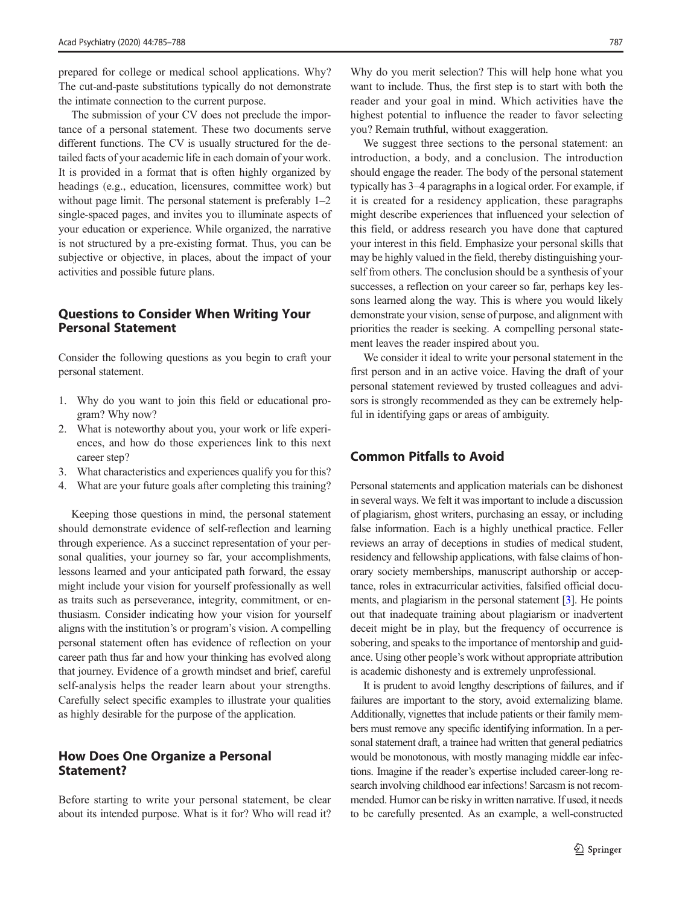prepared for college or medical school applications. Why? The cut-and-paste substitutions typically do not demonstrate the intimate connection to the current purpose.

The submission of your CV does not preclude the importance of a personal statement. These two documents serve different functions. The CV is usually structured for the detailed facts of your academic life in each domain of your work. It is provided in a format that is often highly organized by headings (e.g., education, licensures, committee work) but without page limit. The personal statement is preferably 1–2 single-spaced pages, and invites you to illuminate aspects of your education or experience. While organized, the narrative is not structured by a pre-existing format. Thus, you can be subjective or objective, in places, about the impact of your activities and possible future plans.

## Questions to Consider When Writing Your Personal Statement

Consider the following questions as you begin to craft your personal statement.

1. Why do you want to join this field or educational program? Why now?
2. What is noteworthy about you, your work or life experiences, and how do those experiences link to this next career step?
3. What characteristics and experiences qualify you for this?
4. What are your future goals after completing this training?

Keeping those questions in mind, the personal statement should demonstrate evidence of self-reflection and learning through experience. As a succinct representation of your personal qualities, your journey so far, your accomplishments, lessons learned and your anticipated path forward, the essay might include your vision for yourself professionally as well as traits such as perseverance, integrity, commitment, or enthusiasm. Consider indicating how your vision for yourself aligns with the institution's or program's vision. A compelling personal statement often has evidence of reflection on your career path thus far and how your thinking has evolved along that journey. Evidence of a growth mindset and brief, careful self-analysis helps the reader learn about your strengths. Carefully select specific examples to illustrate your qualities as highly desirable for the purpose of the application.

## How Does One Organize a Personal Statement?

Before starting to write your personal statement, be clear about its intended purpose. What is it for? Who will read it? Why do you merit selection? This will help hone what you want to include. Thus, the first step is to start with both the reader and your goal in mind. Which activities have the highest potential to influence the reader to favor selecting you? Remain truthful, without exaggeration.

We suggest three sections to the personal statement: an introduction, a body, and a conclusion. The introduction should engage the reader. The body of the personal statement typically has 3–4 paragraphs in a logical order. For example, if it is created for a residency application, these paragraphs might describe experiences that influenced your selection of this field, or address research you have done that captured your interest in this field. Emphasize your personal skills that may be highly valued in the field, thereby distinguishing yourself from others. The conclusion should be a synthesis of your successes, a reflection on your career so far, perhaps key lessons learned along the way. This is where you would likely demonstrate your vision, sense of purpose, and alignment with priorities the reader is seeking. A compelling personal statement leaves the reader inspired about you.

We consider it ideal to write your personal statement in the first person and in an active voice. Having the draft of your personal statement reviewed by trusted colleagues and advisors is strongly recommended as they can be extremely helpful in identifying gaps or areas of ambiguity.

## Common Pitfalls to Avoid

Personal statements and application materials can be dishonest in several ways. We felt it was important to include a discussion of plagiarism, ghost writers, purchasing an essay, or including false information. Each is a highly unethical practice. Feller reviews an array of deceptions in studies of medical student, residency and fellowship applications, with false claims of honorary society memberships, manuscript authorship or acceptance, roles in extracurricular activities, falsified official documents, and plagiarism in the personal statement [3]. He points out that inadequate training about plagiarism or inadvertent deceit might be in play, but the frequency of occurrence is sobering, and speaks to the importance of mentorship and guidance. Using other people's work without appropriate attribution is academic dishonesty and is extremely unprofessional.

It is prudent to avoid lengthy descriptions of failures, and if failures are important to the story, avoid externalizing blame. Additionally, vignettes that include patients or their family members must remove any specific identifying information. In a personal statement draft, a trainee had written that general pediatrics would be monotonous, with mostly managing middle ear infections. Imagine if the reader's expertise included career-long research involving childhood ear infections! Sarcasm is not recommended. Humor can be risky in written narrative. If used, it needs to be carefully presented. As an example, a well-constructed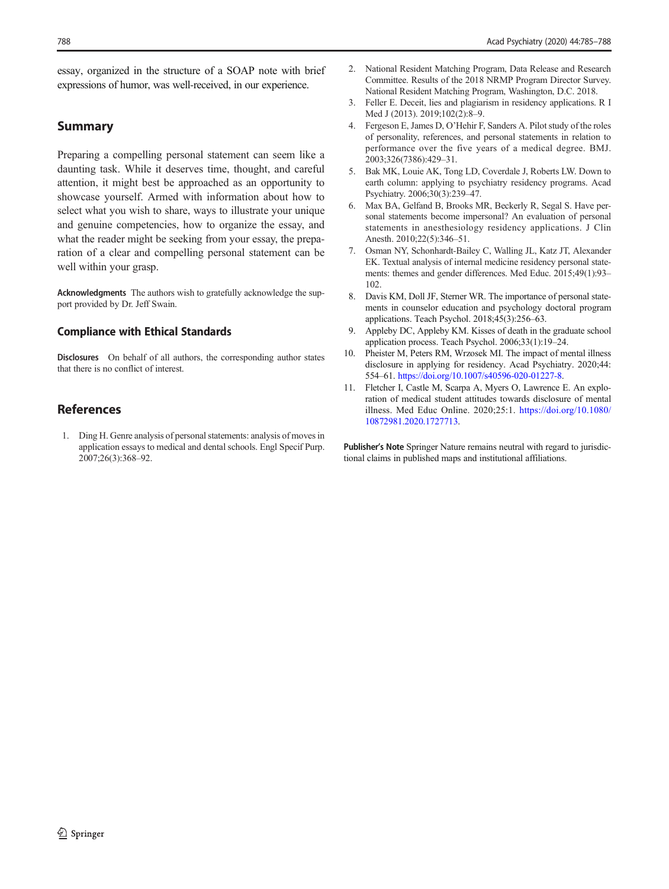essay, organized in the structure of a SOAP note with brief expressions of humor, was well-received, in our experience.

## Summary

Preparing a compelling personal statement can seem like a daunting task. While it deserves time, thought, and careful attention, it might best be approached as an opportunity to showcase yourself. Armed with information about how to select what you wish to share, ways to illustrate your unique and genuine competencies, how to organize the essay, and what the reader might be seeking from your essay, the preparation of a clear and compelling personal statement can be well within your grasp.

**Acknowledgments** The authors wish to gratefully acknowledge the support provided by Dr. Jeff Swain.

### Compliance with Ethical Standards

**Disclosures** On behalf of all authors, the corresponding author states that there is no conflict of interest.

## References

1. Ding H. Genre analysis of personal statements: analysis of moves in application essays to medical and dental schools. Engl Specif Purp. 2007;26(3):368–92.
2. National Resident Matching Program, Data Release and Research Committee. Results of the 2018 NRMP Program Director Survey. National Resident Matching Program, Washington, D.C. 2018.
3. Feller E. Deceit, lies and plagiarism in residency applications. R I Med J (2013). 2019;102(2):8–9.
4. Fergeson E, James D, O'Hehir F, Sanders A. Pilot study of the roles of personality, references, and personal statements in relation to performance over the five years of a medical degree. BMJ. 2003;326(7386):429–31.
5. Bak MK, Louie AK, Tong LD, Coverdale J, Roberts LW. Down to earth column: applying to psychiatry residency programs. Acad Psychiatry. 2006;30(3):239–47.
6. Max BA, Gelfand B, Brooks MR, Beckerly R, Segal S. Have personal statements become impersonal? An evaluation of personal statements in anesthesiology residency applications. J Clin Anesth. 2010;22(5):346–51.
7. Osman NY, Schonhardt-Bailey C, Walling JL, Katz JT, Alexander EK. Textual analysis of internal medicine residency personal statements: themes and gender differences. Med Educ. 2015;49(1):93–102.
8. Davis KM, Doll JF, Sterner WR. The importance of personal statements in counselor education and psychology doctoral program applications. Teach Psychol. 2018;45(3):256–63.
9. Appleby DC, Appleby KM. Kisses of death in the graduate school application process. Teach Psychol. 2006;33(1):19–24.
10. Pheister M, Peters RM, Wrzosek MI. The impact of mental illness disclosure in applying for residency. Acad Psychiatry. 2020;44:554–61. https://doi.org/10.1007/s40596-020-01227-8.
11. Fletcher I, Castle M, Scarpa A, Myers O, Lawrence E. An exploration of medical student attitudes towards disclosure of mental illness. Med Educ Online. 2020;25:1. https://doi.org/10.1080/10872981.2020.1727713.

**Publisher's Note** Springer Nature remains neutral with regard to jurisdictional claims in published maps and institutional affiliations.